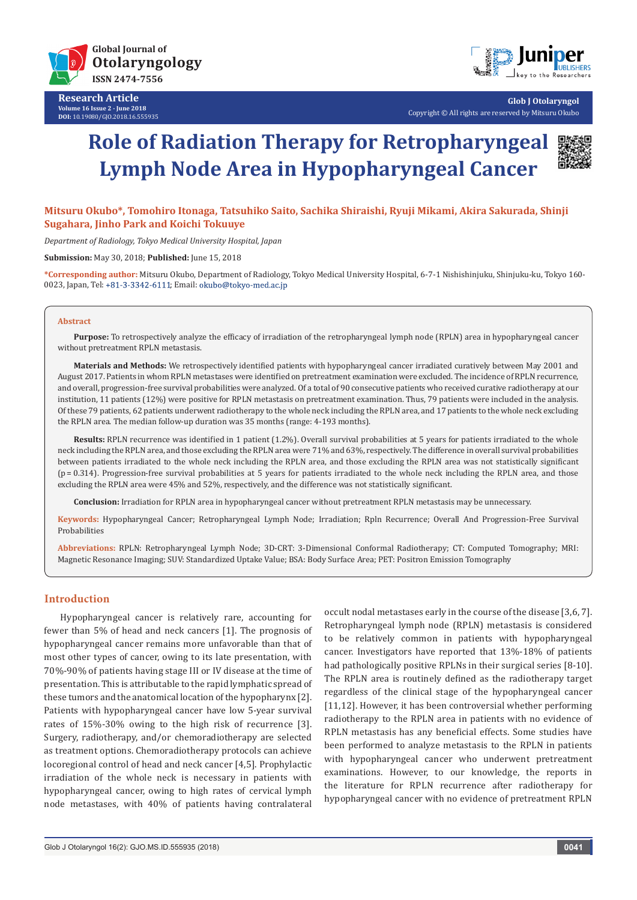Research Article

Volume 16 Issue 2 - June 2018

DOI: 10.19080/GJO.2018.16.555935

Copyright © All rights are reserved by Mitsuru Okubo

# Role of Radiation Therapy for Retropharyngeal Lymph Node Area in Hypopharyngeal Cancer

**Mitsuru Okubo*, Tomohiro Itonaga, Tatsuhiko Saito, Sachika Shiraishi, Ryuji Mikami, Akira Sakurada, Shinji Sugahara, Jinho Park and Koichi Tokuuye**

*Department of Radiology, Tokyo Medical University Hospital, Japan*

**Submission:** May 30, 2018; **Published:** June 15, 2018

**\*Corresponding author:** Mitsuru Okubo, Department of Radiology, Tokyo Medical University Hospital, 6-7-1 Nishishinjuku, Shinjuku-ku, Tokyo 160-0023, Japan, Tel: +81-3-3342-6111; Email: okubo@tokyo-med.ac.jp

## Abstract

**Purpose:** To retrospectively analyze the efficacy of irradiation of the retropharyngeal lymph node (RPLN) area in hypopharyngeal cancer without pretreatment RPLN metastasis.

**Materials and Methods:** We retrospectively identified patients with hypopharyngeal cancer irradiated curatively between May 2001 and August 2017. Patients in whom RPLN metastases were identified on pretreatment examination were excluded. The incidence of RPLN recurrence, and overall, progression-free survival probabilities were analyzed. Of a total of 90 consecutive patients who received curative radiotherapy at our institution, 11 patients (12%) were positive for RPLN metastasis on pretreatment examination. Thus, 79 patients were included in the analysis. Of these 79 patients, 62 patients underwent radiotherapy to the whole neck including the RPLN area, and 17 patients to the whole neck excluding the RPLN area. The median follow-up duration was 35 months (range: 4-193 months).

**Results:** RPLN recurrence was identified in 1 patient (1.2%). Overall survival probabilities at 5 years for patients irradiated to the whole neck including the RPLN area, and those excluding the RPLN area were 71% and 63%, respectively. The difference in overall survival probabilities between patients irradiated to the whole neck including the RPLN area, and those excluding the RPLN area was not statistically significant ($p = 0.314$). Progression-free survival probabilities at 5 years for patients irradiated to the whole neck including the RPLN area, and those excluding the RPLN area were 45% and 52%, respectively, and the difference was not statistically significant.

**Conclusion:** Irradiation for RPLN area in hypopharyngeal cancer without pretreatment RPLN metastasis may be unnecessary.

**Keywords:** Hypopharyngeal Cancer; Retropharyngeal Lymph Node; Irradiation; Rpln Recurrence; Overall And Progression-Free Survival Probabilities

**Abbreviations:** RPLN: Retropharyngeal Lymph Node; 3D-CRT: 3-Dimensional Conformal Radiotherapy; CT: Computed Tomography; MRI: Magnetic Resonance Imaging; SUV: Standardized Uptake Value; BSA: Body Surface Area; PET: Positron Emission Tomography

## Introduction

Hypopharyngeal cancer is relatively rare, accounting for fewer than 5% of head and neck cancers [1]. The prognosis of hypopharyngeal cancer remains more unfavorable than that of most other types of cancer, owing to its late presentation, with 70%-90% of patients having stage III or IV disease at the time of presentation. This is attributable to the rapid lymphatic spread of these tumors and the anatomical location of the hypopharynx [2]. Patients with hypopharyngeal cancer have low 5-year survival rates of 15%-30% owing to the high risk of recurrence [3]. Surgery, radiotherapy, and/or chemoradiotherapy are selected as treatment options. Chemoradiotherapy protocols can achieve locoregional control of head and neck cancer [4,5]. Prophylactic irradiation of the whole neck is necessary in patients with hypopharyngeal cancer, owing to high rates of cervical lymph node metastases, with 40% of patients having contralateral occult nodal metastases early in the course of the disease [3,6,7]. Retropharyngeal lymph node (RPLN) metastasis is considered to be relatively common in patients with hypopharyngeal cancer. Investigators have reported that 13%-18% of patients had pathologically positive RPLNs in their surgical series [8-10]. The RPLN area is routinely defined as the radiotherapy target regardless of the clinical stage of the hypopharyngeal cancer [11,12]. However, it has been controversial whether performing radiotherapy to the RPLN area in patients with no evidence of RPLN metastasis has any beneficial effects. Some studies have been performed to analyze metastasis to the RPLN in patients with hypopharyngeal cancer who underwent pretreatment examinations. However, to our knowledge, the reports in the literature for RPLN recurrence after radiotherapy for hypopharyngeal cancer with no evidence of pretreatment RPLN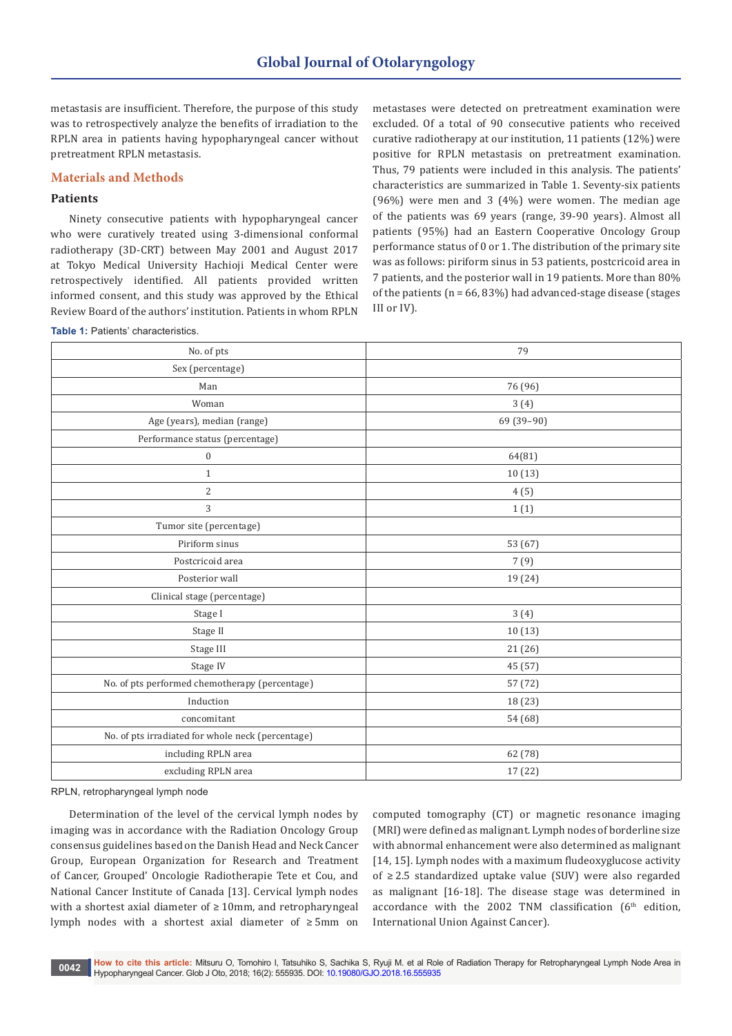metastasis are insufficient. Therefore, the purpose of this study was to retrospectively analyze the benefits of irradiation to the RPLN area in patients having hypopharyngeal cancer without pretreatment RPLN metastasis.

## Materials and Methods

### Patients

Ninety consecutive patients with hypopharyngeal cancer who were curatively treated using 3-dimensional conformal radiotherapy (3D-CRT) between May 2001 and August 2017 at Tokyo Medical University Hachioji Medical Center were retrospectively identified. All patients provided written informed consent, and this study was approved by the Ethical Review Board of the authors' institution. Patients in whom RPLN metastases were detected on pretreatment examination were excluded. Of a total of 90 consecutive patients who received curative radiotherapy at our institution, 11 patients (12%) were positive for RPLN metastasis on pretreatment examination. Thus, 79 patients were included in this analysis. The patients' characteristics are summarized in Table 1. Seventy-six patients (96%) were men and 3 (4%) were women. The median age of the patients was 69 years (range, 39-90 years). Almost all patients (95%) had an Eastern Cooperative Oncology Group performance status of 0 or 1. The distribution of the primary site was as follows: piriform sinus in 53 patients, postcricoid area in 7 patients, and the posterior wall in 19 patients. More than 80% of the patients (n = 66, 83%) had advanced-stage disease (stages III or IV).

**Table 1:** Patients' characteristics.

| No. of pts | 79 |
|---|---|
| Sex (percentage) | |
| Man | 76 (96) |
| Woman | 3 (4) |
| Age (years), median (range) | 69 (39–90) |
| Performance status (percentage) | |
| 0 | 64(81) |
| 1 | 10 (13) |
| 2 | 4 (5) |
| 3 | 1 (1) |
| Tumor site (percentage) | |
| Piriform sinus | 53 (67) |
| Postcricoid area | 7 (9) |
| Posterior wall | 19 (24) |
| Clinical stage (percentage) | |
| Stage I | 3 (4) |
| Stage II | 10 (13) |
| Stage III | 21 (26) |
| Stage IV | 45 (57) |
| No. of pts performed chemotherapy (percentage) | 57 (72) |
| Induction | 18 (23) |
| concomitant | 54 (68) |
| No. of pts irradiated for whole neck (percentage) | |
| including RPLN area | 62 (78) |
| excluding RPLN area | 17 (22) |

RPLN, retropharyngeal lymph node

Determination of the level of the cervical lymph nodes by imaging was in accordance with the Radiation Oncology Group consensus guidelines based on the Danish Head and Neck Cancer Group, European Organization for Research and Treatment of Cancer, Grouped' Oncologie Radiotherapie Tete et Cou, and National Cancer Institute of Canada [13]. Cervical lymph nodes with a shortest axial diameter of ≥ 10mm, and retropharyngeal lymph nodes with a shortest axial diameter of ≥ 5mm on computed tomography (CT) or magnetic resonance imaging (MRI) were defined as malignant. Lymph nodes of borderline size with abnormal enhancement were also determined as malignant [14, 15]. Lymph nodes with a maximum fludeoxyglucose activity of ≥ 2.5 standardized uptake value (SUV) were also regarded as malignant [16-18]. The disease stage was determined in accordance with the 2002 TNM classification (6th edition, International Union Against Cancer).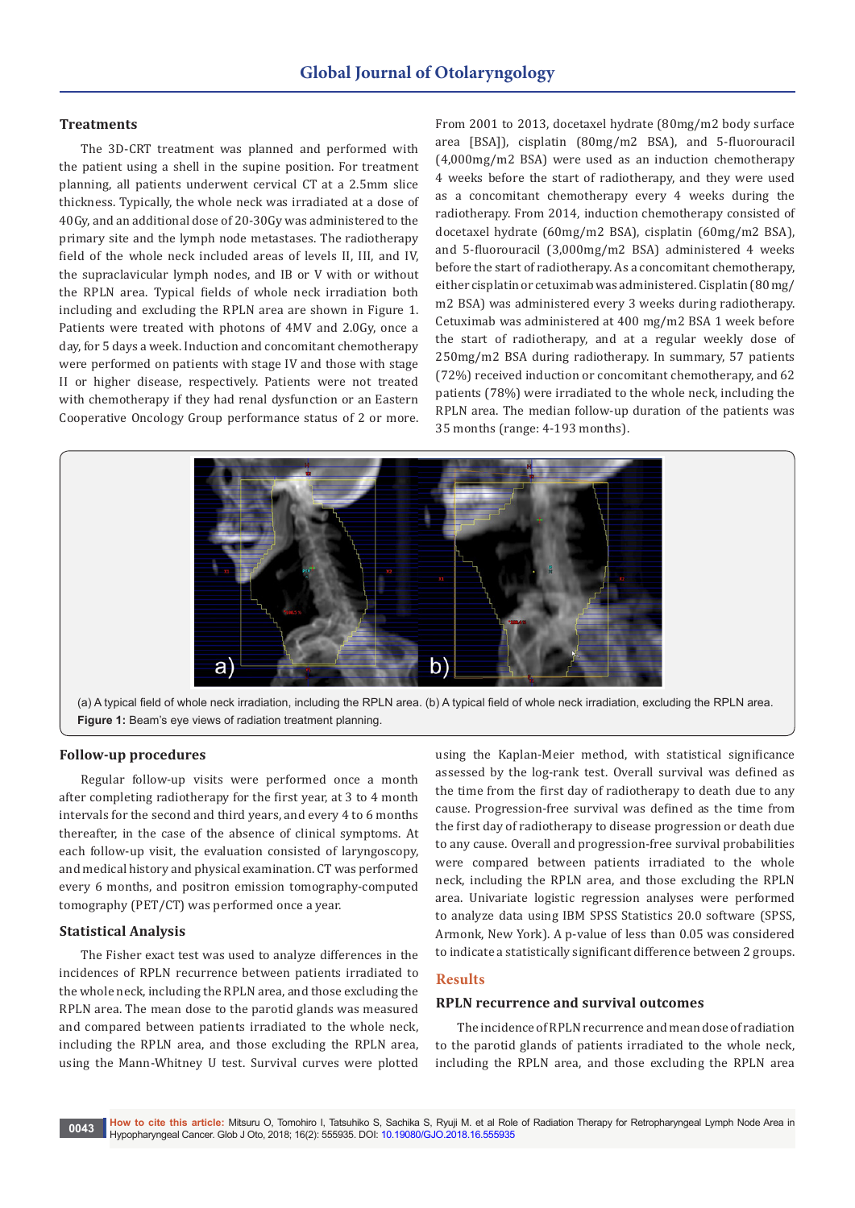### Treatments

The 3D-CRT treatment was planned and performed with the patient using a shell in the supine position. For treatment planning, all patients underwent cervical CT at a 2.5mm slice thickness. Typically, the whole neck was irradiated at a dose of 40Gy, and an additional dose of 20-30Gy was administered to the primary site and the lymph node metastases. The radiotherapy field of the whole neck included areas of levels II, III, and IV, the supraclavicular lymph nodes, and IB or V with or without the RPLN area. Typical fields of whole neck irradiation both including and excluding the RPLN area are shown in Figure 1. Patients were treated with photons of 4MV and 2.0Gy, once a day, for 5 days a week. Induction and concomitant chemotherapy were performed on patients with stage IV and those with stage II or higher disease, respectively. Patients were not treated with chemotherapy if they had renal dysfunction or an Eastern Cooperative Oncology Group performance status of 2 or more. From 2001 to 2013, docetaxel hydrate (80mg/m2 body surface area [BSA]), cisplatin (80mg/m2 BSA), and 5-fluorouracil (4,000mg/m2 BSA) were used as an induction chemotherapy 4 weeks before the start of radiotherapy, and they were used as a concomitant chemotherapy every 4 weeks during the radiotherapy. From 2014, induction chemotherapy consisted of docetaxel hydrate (60mg/m2 BSA), cisplatin (60mg/m2 BSA), and 5-fluorouracil (3,000mg/m2 BSA) administered 4 weeks before the start of radiotherapy. As a concomitant chemotherapy, either cisplatin or cetuximab was administered. Cisplatin (80 mg/m2 BSA) was administered every 3 weeks during radiotherapy. Cetuximab was administered at 400 mg/m2 BSA 1 week before the start of radiotherapy, and at a regular weekly dose of 250mg/m2 BSA during radiotherapy. In summary, 57 patients (72%) received induction or concomitant chemotherapy, and 62 patients (78%) were irradiated to the whole neck, including the RPLN area. The median follow-up duration of the patients was 35 months (range: 4-193 months).

(a) A typical field of whole neck irradiation, including the RPLN area. (b) A typical field of whole neck irradiation, excluding the RPLN area.

**Figure 1:** Beam's eye views of radiation treatment planning.

### Follow-up procedures

Regular follow-up visits were performed once a month after completing radiotherapy for the first year, at 3 to 4 month intervals for the second and third years, and every 4 to 6 months thereafter, in the case of the absence of clinical symptoms. At each follow-up visit, the evaluation consisted of laryngoscopy, and medical history and physical examination. CT was performed every 6 months, and positron emission tomography-computed tomography (PET/CT) was performed once a year.

### Statistical Analysis

The Fisher exact test was used to analyze differences in the incidences of RPLN recurrence between patients irradiated to the whole neck, including the RPLN area, and those excluding the RPLN area. The mean dose to the parotid glands was measured and compared between patients irradiated to the whole neck, including the RPLN area, and those excluding the RPLN area, using the Mann-Whitney U test. Survival curves were plotted using the Kaplan-Meier method, with statistical significance assessed by the log-rank test. Overall survival was defined as the time from the first day of radiotherapy to death due to any cause. Progression-free survival was defined as the time from the first day of radiotherapy to disease progression or death due to any cause. Overall and progression-free survival probabilities were compared between patients irradiated to the whole neck, including the RPLN area, and those excluding the RPLN area. Univariate logistic regression analyses were performed to analyze data using IBM SPSS Statistics 20.0 software (SPSS, Armonk, New York). A p-value of less than 0.05 was considered to indicate a statistically significant difference between 2 groups.

## Results

### RPLN recurrence and survival outcomes

The incidence of RPLN recurrence and mean dose of radiation to the parotid glands of patients irradiated to the whole neck, including the RPLN area, and those excluding the RPLN area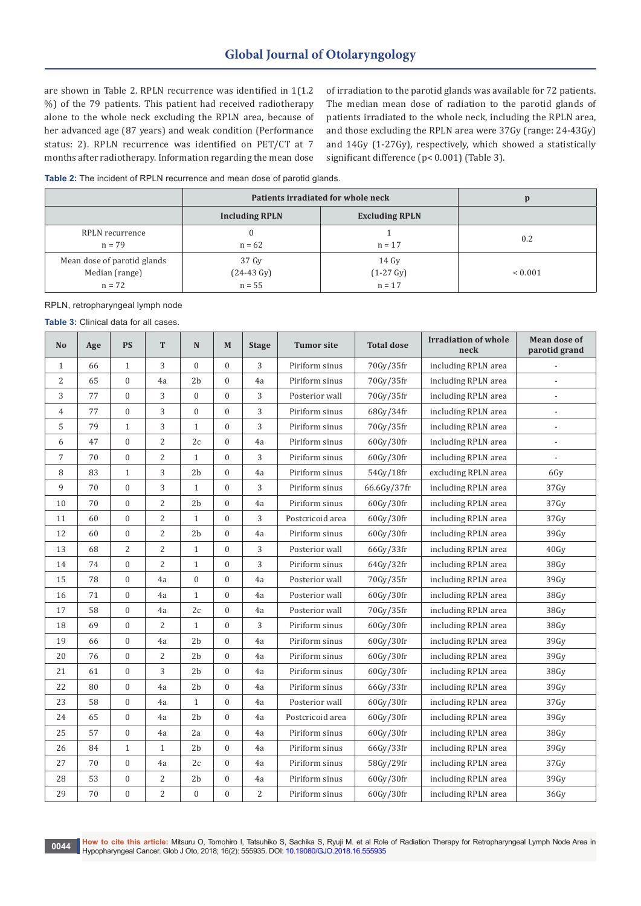are shown in Table 2. RPLN recurrence was identified in 1(1.2 %) of the 79 patients. This patient had received radiotherapy alone to the whole neck excluding the RPLN area, because of her advanced age (87 years) and weak condition (Performance status: 2). RPLN recurrence was identified on PET/CT at 7 months after radiotherapy. Information regarding the mean dose of irradiation to the parotid glands was available for 72 patients. The median mean dose of radiation to the parotid glands of patients irradiated to the whole neck, including the RPLN area, and those excluding the RPLN area were 37Gy (range: 24-43Gy) and 14Gy (1-27Gy), respectively, which showed a statistically significant difference (p< 0.001) (Table 3).

**Table 2:** The incident of RPLN recurrence and mean dose of parotid glands.

| | Patients irradiated for whole neck | | p |
|---|---|---|---|
| | Including RPLN | Excluding RPLN | |
| RPLN recurrence n = 79 | 0 n = 62 | 1 n = 17 | 0.2 |
| Mean dose of parotid glands Median (range) n = 72 | 37 Gy (24-43 Gy) n = 55 | 14 Gy (1-27 Gy) n = 17 | < 0.001 |

RPLN, retropharyngeal lymph node

**Table 3:** Clinical data for all cases.

| No | Age | PS | T | N | M | Stage | Tumor site | Total dose | Irradiation of whole neck | Mean dose of parotid grand |
|---|---|---|---|---|---|---|---|---|---|---|
| 1 | 66 | 1 | 3 | 0 | 0 | 3 | Piriform sinus | 70Gy/35fr | including RPLN area | - |
| 2 | 65 | 0 | 4a | 2b | 0 | 4a | Piriform sinus | 70Gy/35fr | including RPLN area | - |
| 3 | 77 | 0 | 3 | 0 | 0 | 3 | Posterior wall | 70Gy/35fr | including RPLN area | - |
| 4 | 77 | 0 | 3 | 0 | 0 | 3 | Piriform sinus | 68Gy/34fr | including RPLN area | - |
| 5 | 79 | 1 | 3 | 1 | 0 | 3 | Piriform sinus | 70Gy/35fr | including RPLN area | - |
| 6 | 47 | 0 | 2 | 2c | 0 | 4a | Piriform sinus | 60Gy/30fr | including RPLN area | - |
| 7 | 70 | 0 | 2 | 1 | 0 | 3 | Piriform sinus | 60Gy/30fr | including RPLN area | - |
| 8 | 83 | 1 | 3 | 2b | 0 | 4a | Piriform sinus | 54Gy/18fr | excluding RPLN area | 6Gy |
| 9 | 70 | 0 | 3 | 1 | 0 | 3 | Piriform sinus | 66.6Gy/37fr | including RPLN area | 37Gy |
| 10 | 70 | 0 | 2 | 2b | 0 | 4a | Piriform sinus | 60Gy/30fr | including RPLN area | 37Gy |
| 11 | 60 | 0 | 2 | 1 | 0 | 3 | Postcricoid area | 60Gy/30fr | including RPLN area | 37Gy |
| 12 | 60 | 0 | 2 | 2b | 0 | 4a | Piriform sinus | 60Gy/30fr | including RPLN area | 39Gy |
| 13 | 68 | 2 | 2 | 1 | 0 | 3 | Posterior wall | 66Gy/33fr | including RPLN area | 40Gy |
| 14 | 74 | 0 | 2 | 1 | 0 | 3 | Piriform sinus | 64Gy/32fr | including RPLN area | 38Gy |
| 15 | 78 | 0 | 4a | 0 | 0 | 4a | Posterior wall | 70Gy/35fr | including RPLN area | 39Gy |
| 16 | 71 | 0 | 4a | 1 | 0 | 4a | Posterior wall | 60Gy/30fr | including RPLN area | 38Gy |
| 17 | 58 | 0 | 4a | 2c | 0 | 4a | Posterior wall | 70Gy/35fr | including RPLN area | 38Gy |
| 18 | 69 | 0 | 2 | 1 | 0 | 3 | Piriform sinus | 60Gy/30fr | including RPLN area | 38Gy |
| 19 | 66 | 0 | 4a | 2b | 0 | 4a | Piriform sinus | 60Gy/30fr | including RPLN area | 39Gy |
| 20 | 76 | 0 | 2 | 2b | 0 | 4a | Piriform sinus | 60Gy/30fr | including RPLN area | 39Gy |
| 21 | 61 | 0 | 3 | 2b | 0 | 4a | Piriform sinus | 60Gy/30fr | including RPLN area | 38Gy |
| 22 | 80 | 0 | 4a | 2b | 0 | 4a | Piriform sinus | 66Gy/33fr | including RPLN area | 39Gy |
| 23 | 58 | 0 | 4a | 1 | 0 | 4a | Posterior wall | 60Gy/30fr | including RPLN area | 37Gy |
| 24 | 65 | 0 | 4a | 2b | 0 | 4a | Postcricoid area | 60Gy/30fr | including RPLN area | 39Gy |
| 25 | 57 | 0 | 4a | 2a | 0 | 4a | Piriform sinus | 60Gy/30fr | including RPLN area | 38Gy |
| 26 | 84 | 1 | 1 | 2b | 0 | 4a | Piriform sinus | 66Gy/33fr | including RPLN area | 39Gy |
| 27 | 70 | 0 | 4a | 2c | 0 | 4a | Piriform sinus | 58Gy/29fr | including RPLN area | 37Gy |
| 28 | 53 | 0 | 2 | 2b | 0 | 4a | Piriform sinus | 60Gy/30fr | including RPLN area | 39Gy |
| 29 | 70 | 0 | 2 | 0 | 0 | 2 | Piriform sinus | 60Gy/30fr | including RPLN area | 36Gy |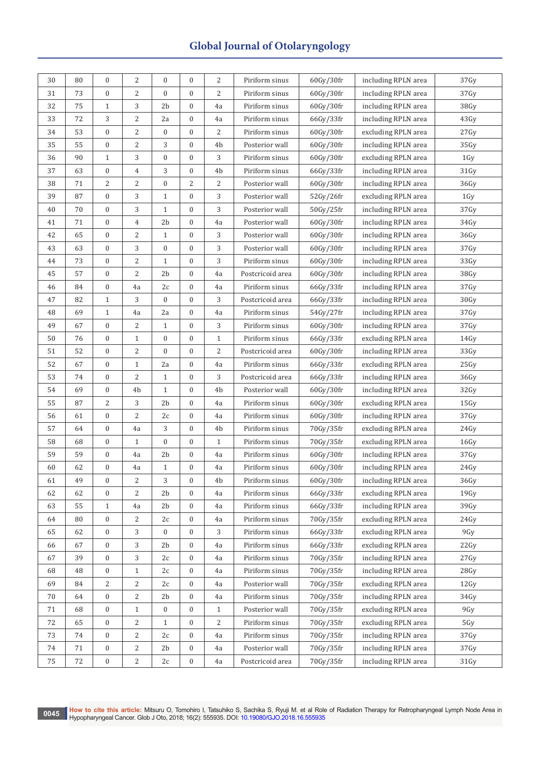| 30 | 80 | 0 | 2 | 0 | 0 | 2 | Piriform sinus | 60Gy/30fr | including RPLN area | 37Gy |
|---|---|---|---|---|---|---|---|---|---|---|
| 31 | 73 | 0 | 2 | 0 | 0 | 2 | Piriform sinus | 60Gy/30fr | including RPLN area | 37Gy |
| 32 | 75 | 1 | 3 | 2b | 0 | 4a | Piriform sinus | 60Gy/30fr | including RPLN area | 38Gy |
| 33 | 72 | 3 | 2 | 2a | 0 | 4a | Piriform sinus | 66Gy/33fr | including RPLN area | 43Gy |
| 34 | 53 | 0 | 2 | 0 | 0 | 2 | Piriform sinus | 60Gy/30fr | excluding RPLN area | 27Gy |
| 35 | 55 | 0 | 2 | 3 | 0 | 4b | Posterior wall | 60Gy/30fr | including RPLN area | 35Gy |
| 36 | 90 | 1 | 3 | 0 | 0 | 3 | Piriform sinus | 60Gy/30fr | excluding RPLN area | 1Gy |
| 37 | 63 | 0 | 4 | 3 | 0 | 4b | Piriform sinus | 66Gy/33fr | including RPLN area | 31Gy |
| 38 | 71 | 2 | 2 | 0 | 2 | 2 | Posterior wall | 60Gy/30fr | including RPLN area | 36Gy |
| 39 | 87 | 0 | 3 | 1 | 0 | 3 | Posterior wall | 52Gy/26fr | excluding RPLN area | 1Gy |
| 40 | 70 | 0 | 3 | 1 | 0 | 3 | Posterior wall | 50Gy/25fr | including RPLN area | 37Gy |
| 41 | 71 | 0 | 4 | 2b | 0 | 4a | Posterior wall | 60Gy/30fr | including RPLN area | 34Gy |
| 42 | 65 | 0 | 2 | 1 | 0 | 3 | Posterior wall | 60Gy/30fr | including RPLN area | 36Gy |
| 43 | 63 | 0 | 3 | 0 | 0 | 3 | Posterior wall | 60Gy/30fr | including RPLN area | 37Gy |
| 44 | 73 | 0 | 2 | 1 | 0 | 3 | Piriform sinus | 60Gy/30fr | including RPLN area | 33Gy |
| 45 | 57 | 0 | 2 | 2b | 0 | 4a | Postcricoid area | 60Gy/30fr | including RPLN area | 38Gy |
| 46 | 84 | 0 | 4a | 2c | 0 | 4a | Piriform sinus | 66Gy/33fr | including RPLN area | 37Gy |
| 47 | 82 | 1 | 3 | 0 | 0 | 3 | Postcricoid area | 66Gy/33fr | including RPLN area | 30Gy |
| 48 | 69 | 1 | 4a | 2a | 0 | 4a | Piriform sinus | 54Gy/27fr | including RPLN area | 37Gy |
| 49 | 67 | 0 | 2 | 1 | 0 | 3 | Piriform sinus | 60Gy/30fr | including RPLN area | 37Gy |
| 50 | 76 | 0 | 1 | 0 | 0 | 1 | Piriform sinus | 66Gy/33fr | excluding RPLN area | 14Gy |
| 51 | 52 | 0 | 2 | 0 | 0 | 2 | Postcricoid area | 60Gy/30fr | including RPLN area | 33Gy |
| 52 | 67 | 0 | 1 | 2a | 0 | 4a | Piriform sinus | 66Gy/33fr | excluding RPLN area | 25Gy |
| 53 | 74 | 0 | 2 | 1 | 0 | 3 | Postcricoid area | 66Gy/33fr | including RPLN area | 36Gy |
| 54 | 69 | 0 | 4b | 1 | 0 | 4b | Posterior wall | 60Gy/30fr | including RPLN area | 32Gy |
| 55 | 87 | 2 | 3 | 2b | 0 | 4a | Piriform sinus | 60Gy/30fr | excluding RPLN area | 15Gy |
| 56 | 61 | 0 | 2 | 2c | 0 | 4a | Piriform sinus | 60Gy/30fr | including RPLN area | 37Gy |
| 57 | 64 | 0 | 4a | 3 | 0 | 4b | Piriform sinus | 70Gy/35fr | excluding RPLN area | 24Gy |
| 58 | 68 | 0 | 1 | 0 | 0 | 1 | Piriform sinus | 70Gy/35fr | excluding RPLN area | 16Gy |
| 59 | 59 | 0 | 4a | 2b | 0 | 4a | Piriform sinus | 60Gy/30fr | including RPLN area | 37Gy |
| 60 | 62 | 0 | 4a | 1 | 0 | 4a | Piriform sinus | 60Gy/30fr | including RPLN area | 24Gy |
| 61 | 49 | 0 | 2 | 3 | 0 | 4b | Piriform sinus | 60Gy/30fr | including RPLN area | 36Gy |
| 62 | 62 | 0 | 2 | 2b | 0 | 4a | Piriform sinus | 66Gy/33fr | excluding RPLN area | 19Gy |
| 63 | 55 | 1 | 4a | 2b | 0 | 4a | Piriform sinus | 66Gy/33fr | including RPLN area | 39Gy |
| 64 | 80 | 0 | 2 | 2c | 0 | 4a | Piriform sinus | 70Gy/35fr | excluding RPLN area | 24Gy |
| 65 | 62 | 0 | 3 | 0 | 0 | 3 | Piriform sinus | 66Gy/33fr | excluding RPLN area | 9Gy |
| 66 | 67 | 0 | 3 | 2b | 0 | 4a | Piriform sinus | 66Gy/33fr | excluding RPLN area | 22Gy |
| 67 | 39 | 0 | 3 | 2c | 0 | 4a | Piriform sinus | 70Gy/35fr | including RPLN area | 27Gy |
| 68 | 48 | 0 | 1 | 2c | 0 | 4a | Piriform sinus | 70Gy/35fr | including RPLN area | 28Gy |
| 69 | 84 | 2 | 2 | 2c | 0 | 4a | Posterior wall | 70Gy/35fr | excluding RPLN area | 12Gy |
| 70 | 64 | 0 | 2 | 2b | 0 | 4a | Piriform sinus | 70Gy/35fr | including RPLN area | 34Gy |
| 71 | 68 | 0 | 1 | 0 | 0 | 1 | Posterior wall | 70Gy/35fr | excluding RPLN area | 9Gy |
| 72 | 65 | 0 | 2 | 1 | 0 | 2 | Piriform sinus | 70Gy/35fr | excluding RPLN area | 5Gy |
| 73 | 74 | 0 | 2 | 2c | 0 | 4a | Piriform sinus | 70Gy/35fr | including RPLN area | 37Gy |
| 74 | 71 | 0 | 2 | 2b | 0 | 4a | Posterior wall | 70Gy/35fr | including RPLN area | 37Gy |
| 75 | 72 | 0 | 2 | 2c | 0 | 4a | Postcricoid area | 70Gy/35fr | including RPLN area | 31Gy |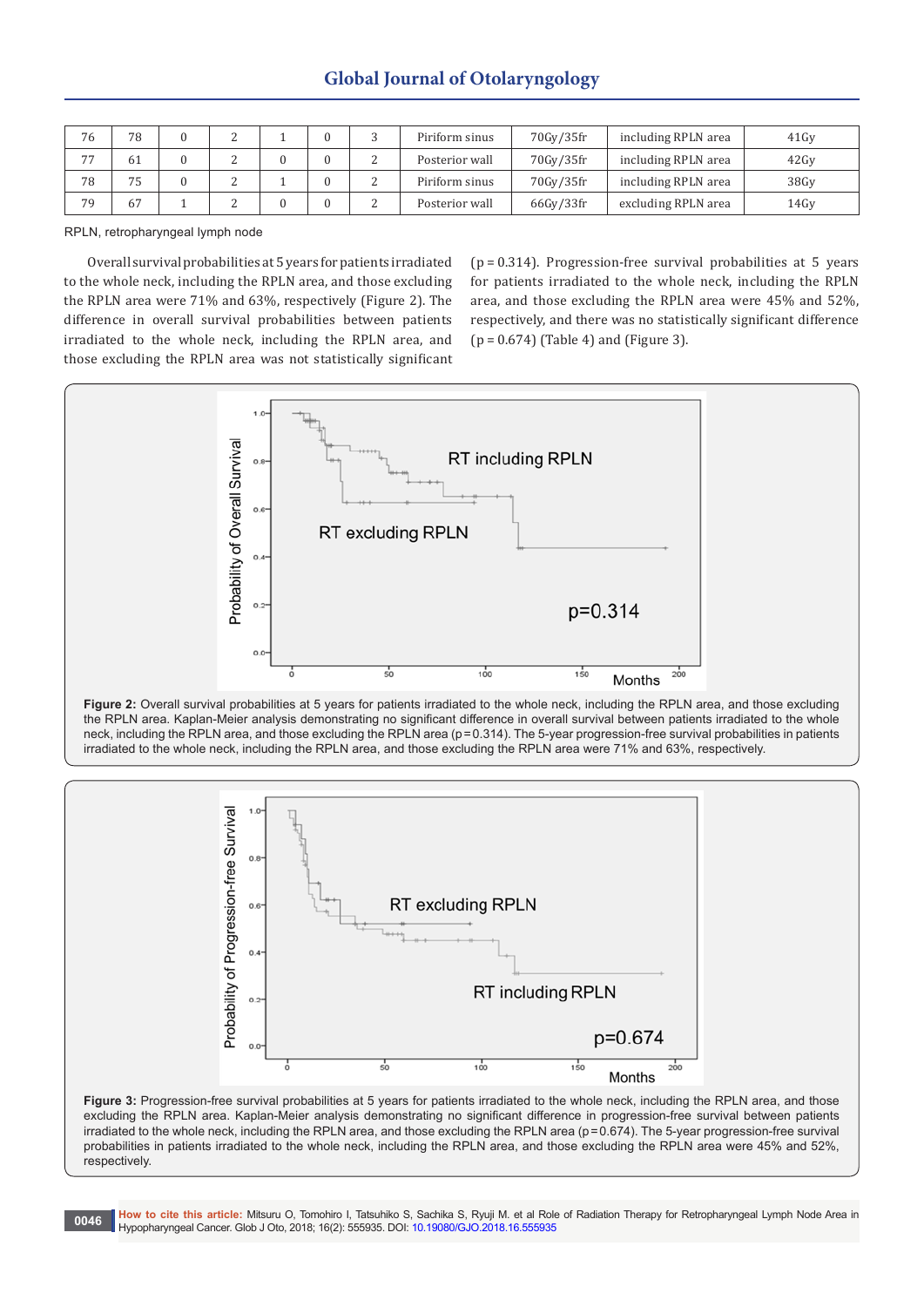| 76 | 78 | 0 | 2 | 1 | 0 | 3 | Piriform sinus | 70Gy/35fr | including RPLN area | 41Gy |
|---|---|---|---|---|---|---|---|---|---|---|
| 77 | 61 | 0 | 2 | 0 | 0 | 2 | Posterior wall | 70Gy/35fr | including RPLN area | 42Gy |
| 78 | 75 | 0 | 2 | 1 | 0 | 2 | Piriform sinus | 70Gy/35fr | including RPLN area | 38Gy |
| 79 | 67 | 1 | 2 | 0 | 0 | 2 | Posterior wall | 66Gy/33fr | excluding RPLN area | 14Gy |

RPLN, retropharyngeal lymph node

Overall survival probabilities at 5 years for patients irradiated to the whole neck, including the RPLN area, and those excluding the RPLN area were 71% and 63%, respectively (Figure 2). The difference in overall survival probabilities between patients irradiated to the whole neck, including the RPLN area, and those excluding the RPLN area was not statistically significant (p = 0.314). Progression-free survival probabilities at 5 years for patients irradiated to the whole neck, including the RPLN area, and those excluding the RPLN area were 45% and 52%, respectively, and there was no statistically significant difference (p = 0.674) (Table 4) and (Figure 3).

**Figure 2:** Overall survival probabilities at 5 years for patients irradiated to the whole neck, including the RPLN area, and those excluding the RPLN area. Kaplan-Meier analysis demonstrating no significant difference in overall survival between patients irradiated to the whole neck, including the RPLN area, and those excluding the RPLN area (p=0.314). The 5-year progression-free survival probabilities in patients irradiated to the whole neck, including the RPLN area, and those excluding the RPLN area were 71% and 63%, respectively.

**Figure 3:** Progression-free survival probabilities at 5 years for patients irradiated to the whole neck, including the RPLN area, and those excluding the RPLN area. Kaplan-Meier analysis demonstrating no significant difference in progression-free survival between patients irradiated to the whole neck, including the RPLN area, and those excluding the RPLN area (p=0.674). The 5-year progression-free survival probabilities in patients irradiated to the whole neck, including the RPLN area, and those excluding the RPLN area were 45% and 52%, respectively.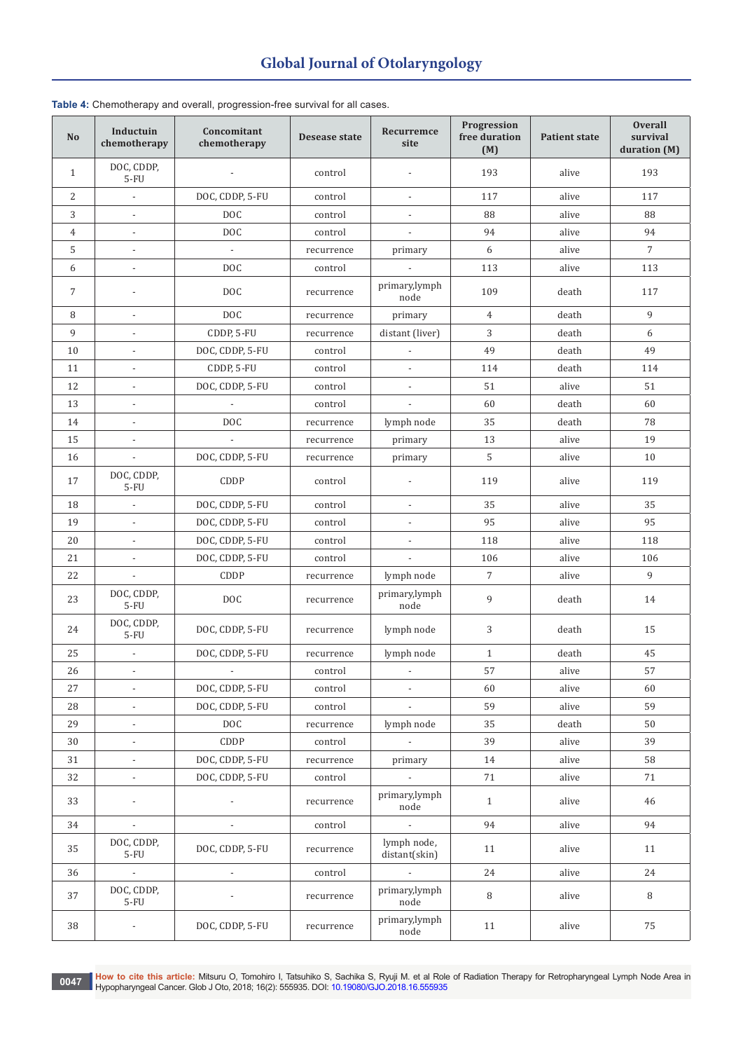**Table 4:** Chemotherapy and overall, progression-free survival for all cases.

| No | Inductuin chemotherapy | Concomitant chemotherapy | Desease state | Recurremce site | Progression free duration (M) | Patient state | Overall survival duration (M) |
|---|---|---|---|---|---|---|---|
| 1 | DOC, CDDP, 5-FU | - | control | - | 193 | alive | 193 |
| 2 | - | DOC, CDDP, 5-FU | control | - | 117 | alive | 117 |
| 3 | - | DOC | control | - | 88 | alive | 88 |
| 4 | - | DOC | control | - | 94 | alive | 94 |
| 5 | - | - | recurrence | primary | 6 | alive | 7 |
| 6 | - | DOC | control | - | 113 | alive | 113 |
| 7 | - | DOC | recurrence | primary,lymph node | 109 | death | 117 |
| 8 | - | DOC | recurrence | primary | 4 | death | 9 |
| 9 | - | CDDP, 5-FU | recurrence | distant (liver) | 3 | death | 6 |
| 10 | - | DOC, CDDP, 5-FU | control | - | 49 | death | 49 |
| 11 | - | CDDP, 5-FU | control | - | 114 | death | 114 |
| 12 | - | DOC, CDDP, 5-FU | control | - | 51 | alive | 51 |
| 13 | - | - | control | - | 60 | death | 60 |
| 14 | - | DOC | recurrence | lymph node | 35 | death | 78 |
| 15 | - | - | recurrence | primary | 13 | alive | 19 |
| 16 | - | DOC, CDDP, 5-FU | recurrence | primary | 5 | alive | 10 |
| 17 | DOC, CDDP, 5-FU | CDDP | control | - | 119 | alive | 119 |
| 18 | - | DOC, CDDP, 5-FU | control | - | 35 | alive | 35 |
| 19 | - | DOC, CDDP, 5-FU | control | - | 95 | alive | 95 |
| 20 | - | DOC, CDDP, 5-FU | control | - | 118 | alive | 118 |
| 21 | - | DOC, CDDP, 5-FU | control | - | 106 | alive | 106 |
| 22 | - | CDDP | recurrence | lymph node | 7 | alive | 9 |
| 23 | DOC, CDDP, 5-FU | DOC | recurrence | primary,lymph node | 9 | death | 14 |
| 24 | DOC, CDDP, 5-FU | DOC, CDDP, 5-FU | recurrence | lymph node | 3 | death | 15 |
| 25 | - | DOC, CDDP, 5-FU | recurrence | lymph node | 1 | death | 45 |
| 26 | - | - | control | - | 57 | alive | 57 |
| 27 | - | DOC, CDDP, 5-FU | control | - | 60 | alive | 60 |
| 28 | - | DOC, CDDP, 5-FU | control | - | 59 | alive | 59 |
| 29 | - | DOC | recurrence | lymph node | 35 | death | 50 |
| 30 | - | CDDP | control | - | 39 | alive | 39 |
| 31 | - | DOC, CDDP, 5-FU | recurrence | primary | 14 | alive | 58 |
| 32 | - | DOC, CDDP, 5-FU | control | - | 71 | alive | 71 |
| 33 | - | - | recurrence | primary,lymph node | 1 | alive | 46 |
| 34 | - | - | control | - | 94 | alive | 94 |
| 35 | DOC, CDDP, 5-FU | DOC, CDDP, 5-FU | recurrence | lymph node, distant(skin) | 11 | alive | 11 |
| 36 | - | - | control | - | 24 | alive | 24 |
| 37 | DOC, CDDP, 5-FU | - | recurrence | primary,lymph node | 8 | alive | 8 |
| 38 | - | DOC, CDDP, 5-FU | recurrence | primary,lymph node | 11 | alive | 75 |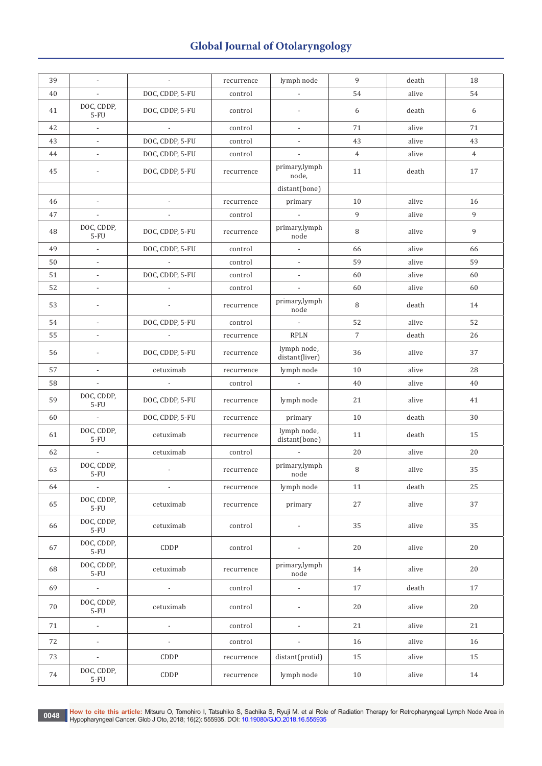| 39 | - | - | recurrence | lymph node | 9 | death | 18 |
|---|---|---|---|---|---|---|---|
| 40 | - | DOC, CDDP, 5-FU | control | - | 54 | alive | 54 |
| 41 | DOC, CDDP, 5-FU | DOC, CDDP, 5-FU | control | - | 6 | death | 6 |
| 42 | - | - | control | - | 71 | alive | 71 |
| 43 | - | DOC, CDDP, 5-FU | control | - | 43 | alive | 43 |
| 44 | - | DOC, CDDP, 5-FU | control | - | 4 | alive | 4 |
| 45 | - | DOC, CDDP, 5-FU | recurrence | primary,lymph node, | 11 | death | 17 |
| | | | | distant(bone) | | | |
| 46 | - | - | recurrence | primary | 10 | alive | 16 |
| 47 | - | - | control | - | 9 | alive | 9 |
| 48 | DOC, CDDP, 5-FU | DOC, CDDP, 5-FU | recurrence | primary,lymph node | 8 | alive | 9 |
| 49 | - | DOC, CDDP, 5-FU | control | - | 66 | alive | 66 |
| 50 | - | - | control | - | 59 | alive | 59 |
| 51 | - | DOC, CDDP, 5-FU | control | - | 60 | alive | 60 |
| 52 | - | - | control | - | 60 | alive | 60 |
| 53 | - | - | recurrence | primary,lymph node | 8 | death | 14 |
| 54 | - | DOC, CDDP, 5-FU | control | - | 52 | alive | 52 |
| 55 | - | - | recurrence | RPLN | 7 | death | 26 |
| 56 | - | DOC, CDDP, 5-FU | recurrence | lymph node, distant(liver) | 36 | alive | 37 |
| 57 | - | cetuximab | recurrence | lymph node | 10 | alive | 28 |
| 58 | - | - | control | - | 40 | alive | 40 |
| 59 | DOC, CDDP, 5-FU | DOC, CDDP, 5-FU | recurrence | lymph node | 21 | alive | 41 |
| 60 | - | DOC, CDDP, 5-FU | recurrence | primary | 10 | death | 30 |
| 61 | DOC, CDDP, 5-FU | cetuximab | recurrence | lymph node, distant(bone) | 11 | death | 15 |
| 62 | - | cetuximab | control | - | 20 | alive | 20 |
| 63 | DOC, CDDP, 5-FU | - | recurrence | primary,lymph node | 8 | alive | 35 |
| 64 | - | - | recurrence | lymph node | 11 | death | 25 |
| 65 | DOC, CDDP, 5-FU | cetuximab | recurrence | primary | 27 | alive | 37 |
| 66 | DOC, CDDP, 5-FU | cetuximab | control | - | 35 | alive | 35 |
| 67 | DOC, CDDP, 5-FU | CDDP | control | - | 20 | alive | 20 |
| 68 | DOC, CDDP, 5-FU | cetuximab | recurrence | primary,lymph node | 14 | alive | 20 |
| 69 | - | - | control | - | 17 | death | 17 |
| 70 | DOC, CDDP, 5-FU | cetuximab | control | - | 20 | alive | 20 |
| 71 | - | - | control | - | 21 | alive | 21 |
| 72 | - | - | control | - | 16 | alive | 16 |
| 73 | - | CDDP | recurrence | distant(protid) | 15 | alive | 15 |
| 74 | DOC, CDDP, 5-FU | CDDP | recurrence | lymph node | 10 | alive | 14 |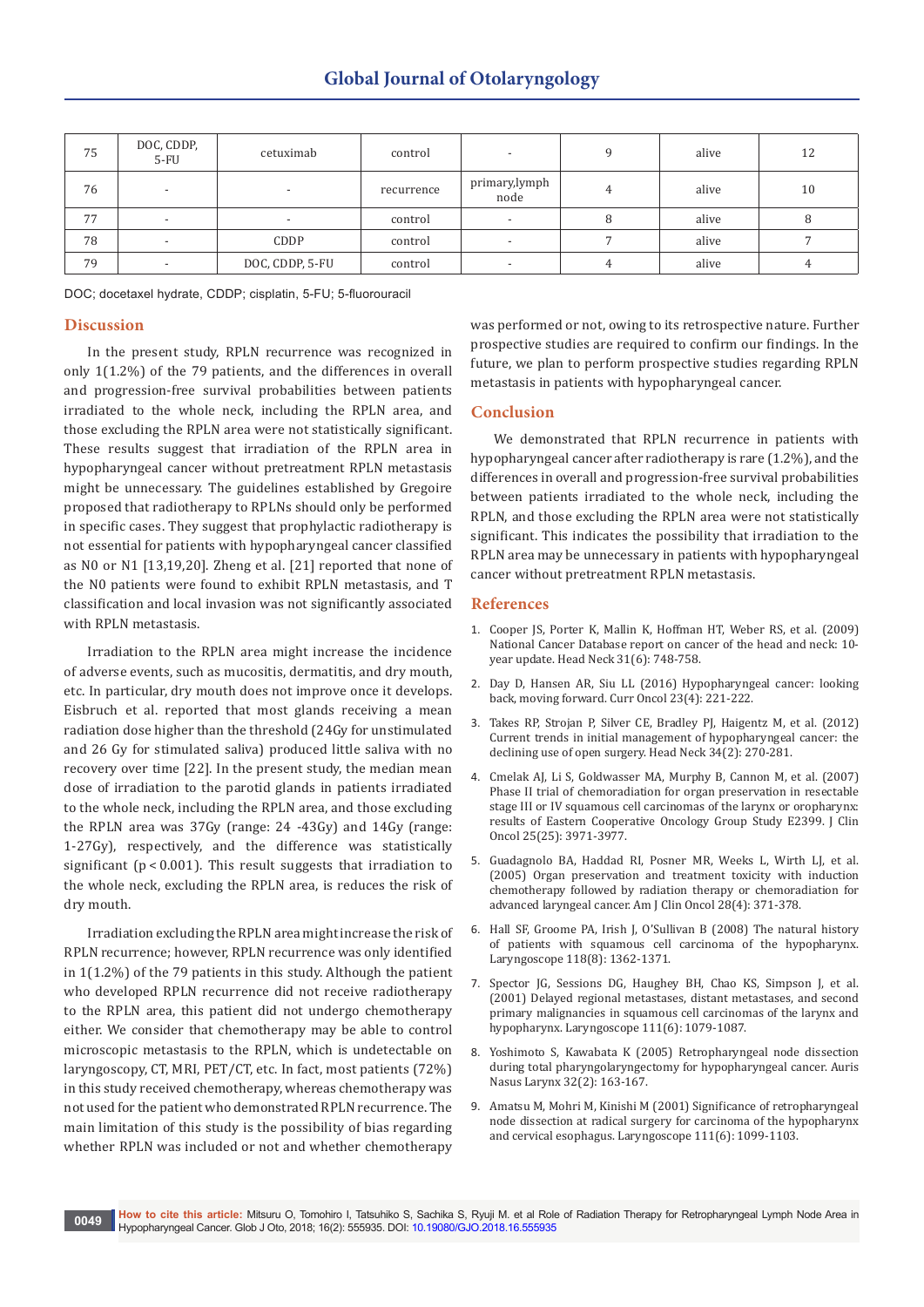| 75 | DOC, CDDP, 5-FU | cetuximab | control | - | 9 | alive | 12 |
|---|---|---|---|---|---|---|---|
| 76 | - | - | recurrence | primary,lymph node | 4 | alive | 10 |
| 77 | - | - | control | - | 8 | alive | 8 |
| 78 | - | CDDP | control | - | 7 | alive | 7 |
| 79 | - | DOC, CDDP, 5-FU | control | - | 4 | alive | 4 |

DOC; docetaxel hydrate, CDDP; cisplatin, 5-FU; 5-fluorouracil

## Discussion

In the present study, RPLN recurrence was recognized in only 1(1.2%) of the 79 patients, and the differences in overall and progression-free survival probabilities between patients irradiated to the whole neck, including the RPLN area, and those excluding the RPLN area were not statistically significant. These results suggest that irradiation of the RPLN area in hypopharyngeal cancer without pretreatment RPLN metastasis might be unnecessary. The guidelines established by Gregoire proposed that radiotherapy to RPLNs should only be performed in specific cases. They suggest that prophylactic radiotherapy is not essential for patients with hypopharyngeal cancer classified as N0 or N1 [13,19,20]. Zheng et al. [21] reported that none of the N0 patients were found to exhibit RPLN metastasis, and T classification and local invasion was not significantly associated with RPLN metastasis.

Irradiation to the RPLN area might increase the incidence of adverse events, such as mucositis, dermatitis, and dry mouth, etc. In particular, dry mouth does not improve once it develops. Eisbruch et al. reported that most glands receiving a mean radiation dose higher than the threshold (24Gy for unstimulated and 26 Gy for stimulated saliva) produced little saliva with no recovery over time [22]. In the present study, the median mean dose of irradiation to the parotid glands in patients irradiated to the whole neck, including the RPLN area, and those excluding the RPLN area was 37Gy (range: 24 -43Gy) and 14Gy (range: 1-27Gy), respectively, and the difference was statistically significant ($p < 0.001$). This result suggests that irradiation to the whole neck, excluding the RPLN area, is reduces the risk of dry mouth.

Irradiation excluding the RPLN area might increase the risk of RPLN recurrence; however, RPLN recurrence was only identified in 1(1.2%) of the 79 patients in this study. Although the patient who developed RPLN recurrence did not receive radiotherapy to the RPLN area, this patient did not undergo chemotherapy either. We consider that chemotherapy may be able to control microscopic metastasis to the RPLN, which is undetectable on laryngoscopy, CT, MRI, PET/CT, etc. In fact, most patients (72%) in this study received chemotherapy, whereas chemotherapy was not used for the patient who demonstrated RPLN recurrence. The main limitation of this study is the possibility of bias regarding whether RPLN was included or not and whether chemotherapy was performed or not, owing to its retrospective nature. Further prospective studies are required to confirm our findings. In the future, we plan to perform prospective studies regarding RPLN metastasis in patients with hypopharyngeal cancer.

## Conclusion

We demonstrated that RPLN recurrence in patients with hypopharyngeal cancer after radiotherapy is rare (1.2%), and the differences in overall and progression-free survival probabilities between patients irradiated to the whole neck, including the RPLN, and those excluding the RPLN area were not statistically significant. This indicates the possibility that irradiation to the RPLN area may be unnecessary in patients with hypopharyngeal cancer without pretreatment RPLN metastasis.

## References

1. Cooper JS, Porter K, Mallin K, Hoffman HT, Weber RS, et al. (2009) National Cancer Database report on cancer of the head and neck: 10-year update. Head Neck 31(6): 748-758.
2. Day D, Hansen AR, Siu LL (2016) Hypopharyngeal cancer: looking back, moving forward. Curr Oncol 23(4): 221-222.
3. Takes RP, Strojan P, Silver CE, Bradley PJ, Haigentz M, et al. (2012) Current trends in initial management of hypopharyngeal cancer: the declining use of open surgery. Head Neck 34(2): 270-281.
4. Cmelak AJ, Li S, Goldwasser MA, Murphy B, Cannon M, et al. (2007) Phase II trial of chemoradiation for organ preservation in resectable stage III or IV squamous cell carcinomas of the larynx or oropharynx: results of Eastern Cooperative Oncology Group Study E2399. J Clin Oncol 25(25): 3971-3977.
5. Guadagnolo BA, Haddad RI, Posner MR, Weeks L, Wirth LJ, et al. (2005) Organ preservation and treatment toxicity with induction chemotherapy followed by radiation therapy or chemoradiation for advanced laryngeal cancer. Am J Clin Oncol 28(4): 371-378.
6. Hall SF, Groome PA, Irish J, O'Sullivan B (2008) The natural history of patients with squamous cell carcinoma of the hypopharynx. Laryngoscope 118(8): 1362-1371.
7. Spector JG, Sessions DG, Haughey BH, Chao KS, Simpson J, et al. (2001) Delayed regional metastases, distant metastases, and second primary malignancies in squamous cell carcinomas of the larynx and hypopharynx. Laryngoscope 111(6): 1079-1087.
8. Yoshimoto S, Kawabata K (2005) Retropharyngeal node dissection during total pharyngolaryngectomy for hypopharyngeal cancer. Auris Nasus Larynx 32(2): 163-167.
9. Amatsu M, Mohri M, Kinishi M (2001) Significance of retropharyngeal node dissection at radical surgery for carcinoma of the hypopharynx and cervical esophagus. Laryngoscope 111(6): 1099-1103.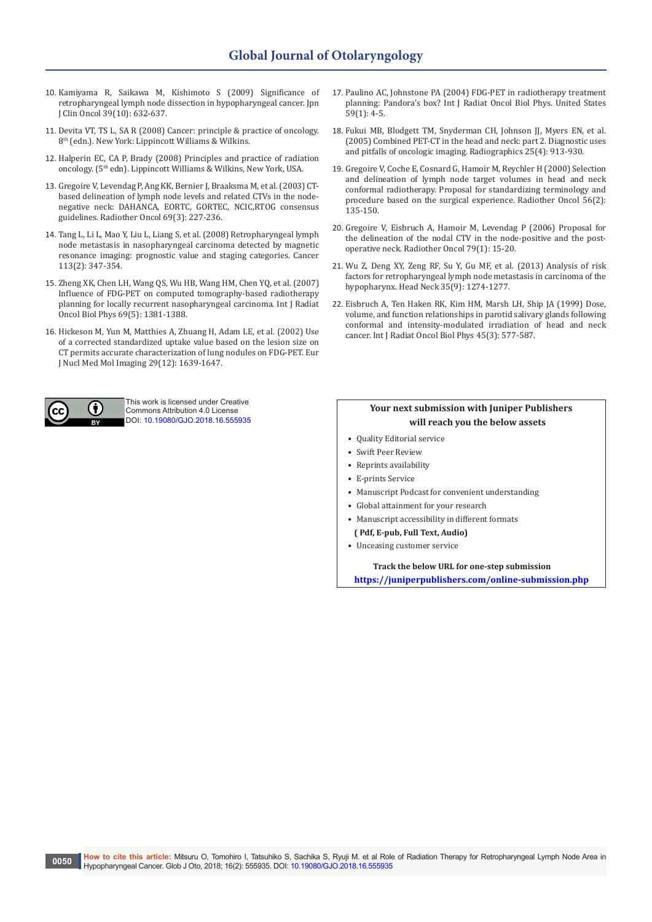10. Kamiyama R, Saikawa M, Kishimoto S (2009) Significance of retropharyngeal lymph node dissection in hypopharyngeal cancer. Jpn J Clin Oncol 39(10): 632-637.

11. Devita VT, TS L, SA R (2008) Cancer: principle & practice of oncology. 8th (edn.). New York: Lippincott Williams & Wilkins.

12. Halperin EC, CA P, Brady (2008) Principles and practice of radiation oncology. (5th edn). Lippincott Williams & Wilkins, New York, USA.

13. Gregoire V, Levendag P, Ang KK, Bernier J, Braaksma M, et al. (2003) CT-based delineation of lymph node levels and related CTVs in the node-negative neck: DAHANCA, EORTC, GORTEC, NCIC,RTOG consensus guidelines. Radiother Oncol 69(3): 227-236.

14. Tang L, Li L, Mao Y, Liu L, Liang S, et al. (2008) Retropharyngeal lymph node metastasis in nasopharyngeal carcinoma detected by magnetic resonance imaging: prognostic value and staging categories. Cancer 113(2): 347-354.

15. Zheng XK, Chen LH, Wang QS, Wu HB, Wang HM, Chen YQ, et al. (2007) Influence of FDG-PET on computed tomography-based radiotherapy planning for locally recurrent nasopharyngeal carcinoma. Int J Radiat Oncol Biol Phys 69(5): 1381-1388.

16. Hickeson M, Yun M, Matthies A, Zhuang H, Adam LE, et al. (2002) Use of a corrected standardized uptake value based on the lesion size on CT permits accurate characterization of lung nodules on FDG-PET. Eur J Nucl Med Mol Imaging 29(12): 1639-1647.

17. Paulino AC, Johnstone PA (2004) FDG-PET in radiotherapy treatment planning: Pandora's box? Int J Radiat Oncol Biol Phys. United States 59(1): 4-5.

18. Fukui MB, Blodgett TM, Snyderman CH, Johnson JJ, Myers EN, et al. (2005) Combined PET-CT in the head and neck: part 2. Diagnostic uses and pitfalls of oncologic imaging. Radiographics 25(4): 913-930.

19. Gregoire V, Coche E, Cosnard G, Hamoir M, Reychler H (2000) Selection and delineation of lymph node target volumes in head and neck conformal radiotherapy. Proposal for standardizing terminology and procedure based on the surgical experience. Radiother Oncol 56(2): 135-150.

20. Gregoire V, Eisbruch A, Hamoir M, Levendag P (2006) Proposal for the delineation of the nodal CTV in the node-positive and the post-operative neck. Radiother Oncol 79(1): 15-20.

21. Wu Z, Deng XY, Zeng RF, Su Y, Gu MF, et al. (2013) Analysis of risk factors for retropharyngeal lymph node metastasis in carcinoma of the hypopharynx. Head Neck 35(9): 1274-1277.

22. Eisbruch A, Ten Haken RK, Kim HM, Marsh LH, Ship JA (1999) Dose, volume, and function relationships in parotid salivary glands following conformal and intensity-modulated irradiation of head and neck cancer. Int J Radiat Oncol Biol Phys 45(3): 577-587.

This work is licensed under Creative Commons Attribution 4.0 License
DOI: 10.19080/GJO.2018.16.555935

**Your next submission with Juniper Publishers will reach you the below assets**

- Quality Editorial service
- Swift Peer Review
- Reprints availability
- E-prints Service
- Manuscript Podcast for convenient understanding
- Global attainment for your research
- Manuscript accessibility in different formats

**( Pdf, E-pub, Full Text, Audio)**

- Unceasing customer service

**Track the below URL for one-step submission**
**https://juniperpublishers.com/online-submission.php**

**How to cite this article:** Mitsuru O, Tomohiro I, Tatsuhiko S, Sachika S, Ryuji M. et al Role of Radiation Therapy for Retropharyngeal Lymph Node Area in Hypopharyngeal Cancer. Glob J Oto, 2018; 16(2): 555935. DOI: 10.19080/GJO.2018.16.555935